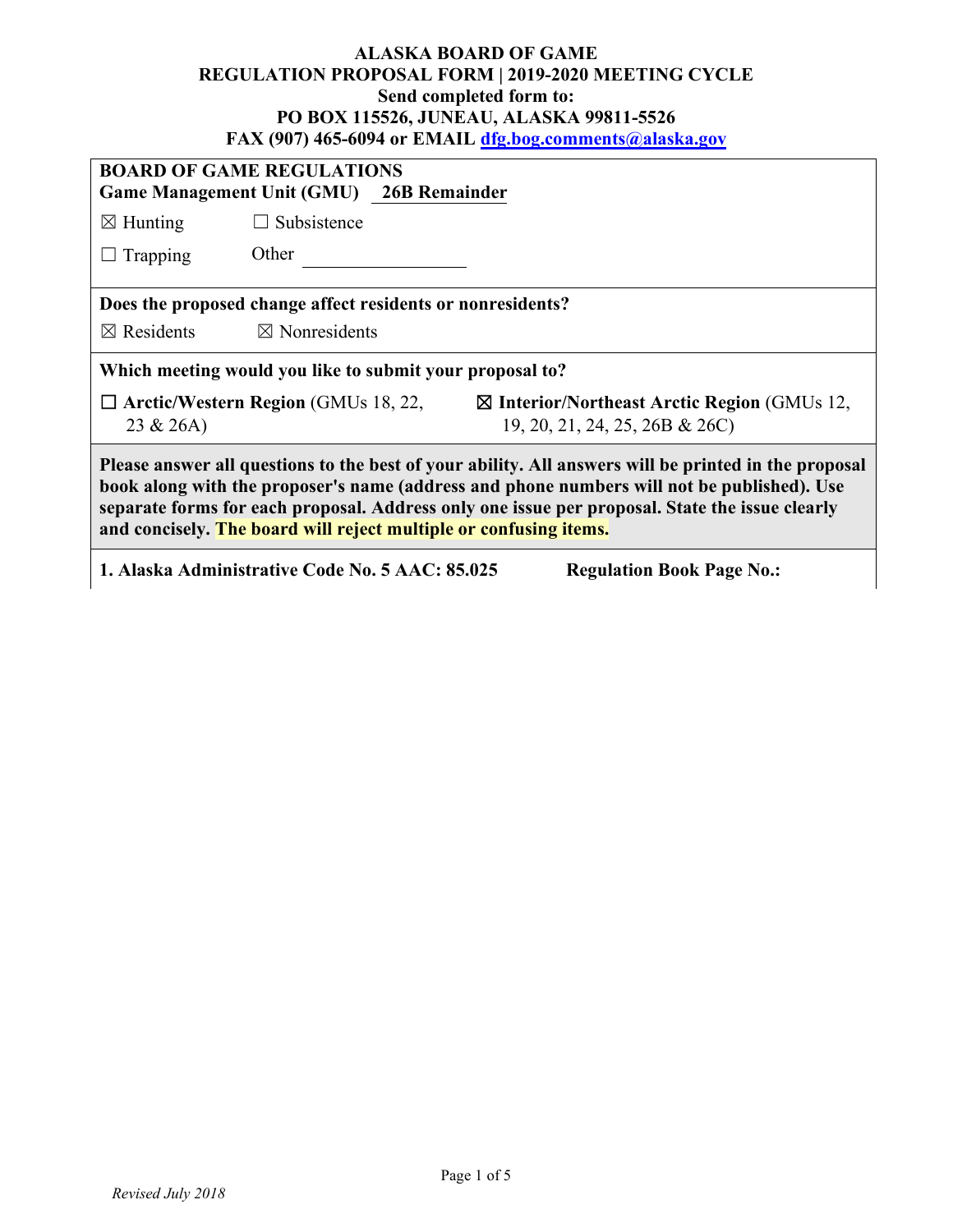**ALASKA BOARD OF GAME**
**REGULATION PROPOSAL FORM | 2019-2020 MEETING CYCLE**
**Send completed form to:**
**PO BOX 115526, JUNEAU, ALASKA 99811-5526**
**FAX (907) 465-6094 or EMAIL [dfg.bog.comments@alaska.gov](mailto:dfg.bog.comments@alaska.gov)**

**BOARD OF GAME REGULATIONS**
**Game Management Unit (GMU)** **26B Remainder**

☒ Hunting ☐ Subsistence

☐ Trapping Other ____________

**Does the proposed change affect residents or nonresidents?**

☒ Residents ☒ Nonresidents

**Which meeting would you like to submit your proposal to?**

☐ **Arctic/Western Region** (GMUs 18, 22, 23 & 26A)

☒ **Interior/Northeast Arctic Region** (GMUs 12, 19, 20, 21, 24, 25, 26B & 26C)

**Please answer all questions to the best of your ability. All answers will be printed in the proposal book along with the proposer's name (address and phone numbers will not be published). Use separate forms for each proposal. Address only one issue per proposal. State the issue clearly and concisely. The board will reject multiple or confusing items.**

**1. Alaska Administrative Code No. 5 AAC: 85.025** **Regulation Book Page No.:**

*Revised July 2018*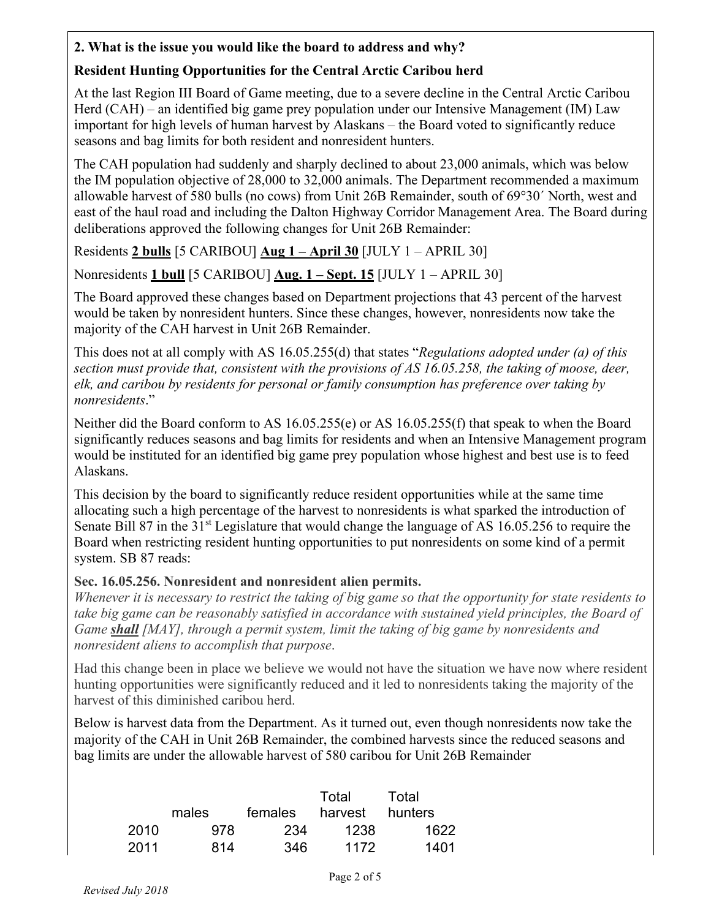**2. What is the issue you would like the board to address and why?**

**Resident Hunting Opportunities for the Central Arctic Caribou herd**

At the last Region III Board of Game meeting, due to a severe decline in the Central Arctic Caribou Herd (CAH) – an identified big game prey population under our Intensive Management (IM) Law important for high levels of human harvest by Alaskans – the Board voted to significantly reduce seasons and bag limits for both resident and nonresident hunters.

The CAH population had suddenly and sharply declined to about 23,000 animals, which was below the IM population objective of 28,000 to 32,000 animals. The Department recommended a maximum allowable harvest of 580 bulls (no cows) from Unit 26B Remainder, south of 69°30´ North, west and east of the haul road and including the Dalton Highway Corridor Management Area. The Board during deliberations approved the following changes for Unit 26B Remainder:

Residents **2 bulls** [5 CARIBOU] **Aug 1 – April 30** [JULY 1 – APRIL 30]

Nonresidents **1 bull** [5 CARIBOU] **Aug. 1 – Sept. 15** [JULY 1 – APRIL 30]

The Board approved these changes based on Department projections that 43 percent of the harvest would be taken by nonresident hunters. Since these changes, however, nonresidents now take the majority of the CAH harvest in Unit 26B Remainder.

This does not at all comply with AS 16.05.255(d) that states "*Regulations adopted under (a) of this section must provide that, consistent with the provisions of AS 16.05.258, the taking of moose, deer, elk, and caribou by residents for personal or family consumption has preference over taking by nonresidents*."

Neither did the Board conform to AS 16.05.255(e) or AS 16.05.255(f) that speak to when the Board significantly reduces seasons and bag limits for residents and when an Intensive Management program would be instituted for an identified big game prey population whose highest and best use is to feed Alaskans.

This decision by the board to significantly reduce resident opportunities while at the same time allocating such a high percentage of the harvest to nonresidents is what sparked the introduction of Senate Bill 87 in the 31st Legislature that would change the language of AS 16.05.256 to require the Board when restricting resident hunting opportunities to put nonresidents on some kind of a permit system. SB 87 reads:

**Sec. 16.05.256. Nonresident and nonresident alien permits.**
*Whenever it is necessary to restrict the taking of big game so that the opportunity for state residents to take big game can be reasonably satisfied in accordance with sustained yield principles, the Board of Game* ***shall*** *[MAY], through a permit system, limit the taking of big game by nonresidents and nonresident aliens to accomplish that purpose*.

Had this change been in place we believe we would not have the situation we have now where resident hunting opportunities were significantly reduced and it led to nonresidents taking the majority of the harvest of this diminished caribou herd.

Below is harvest data from the Department. As it turned out, even though nonresidents now take the majority of the CAH in Unit 26B Remainder, the combined harvests since the reduced seasons and bag limits are under the allowable harvest of 580 caribou for Unit 26B Remainder

| | males | females | Total harvest | Total hunters |
|---|---|---|---|---|
| 2010 | 978 | 234 | 1238 | 1622 |
| 2011 | 814 | 346 | 1172 | 1401 |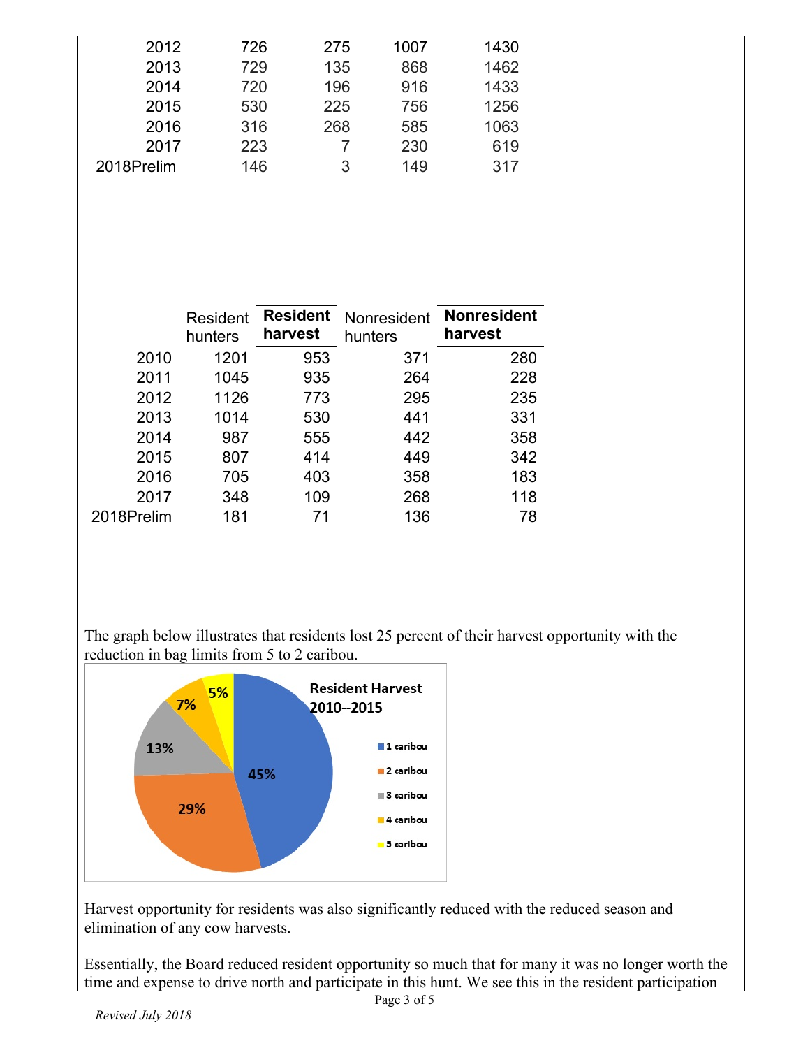| | | | | |
|---|---|---|---|---|
| 2012 | 726 | 275 | 1007 | 1430 |
| 2013 | 729 | 135 | 868 | 1462 |
| 2014 | 720 | 196 | 916 | 1433 |
| 2015 | 530 | 225 | 756 | 1256 |
| 2016 | 316 | 268 | 585 | 1063 |
| 2017 | 223 | 7 | 230 | 619 |
| 2018Prelim | 146 | 3 | 149 | 317 |

| | Resident hunters | **Resident harvest** | Nonresident hunters | **Nonresident harvest** |
|---|---|---|---|---|
| 2010 | 1201 | 953 | 371 | 280 |
| 2011 | 1045 | 935 | 264 | 228 |
| 2012 | 1126 | 773 | 295 | 235 |
| 2013 | 1014 | 530 | 441 | 331 |
| 2014 | 987 | 555 | 442 | 358 |
| 2015 | 807 | 414 | 449 | 342 |
| 2016 | 705 | 403 | 358 | 183 |
| 2017 | 348 | 109 | 268 | 118 |
| 2018Prelim | 181 | 71 | 136 | 78 |

The graph below illustrates that residents lost 25 percent of their harvest opportunity with the reduction in bag limits from 5 to 2 caribou.

**Resident Harvest 2010--2015**

| Caribou harvested | Percent |
|---|---|
| 1 caribou | 45% |
| 2 caribou | 29% |
| 3 caribou | 13% |
| 4 caribou | 7% |
| 5 caribou | 5% |

Harvest opportunity for residents was also significantly reduced with the reduced season and elimination of any cow harvests.

Essentially, the Board reduced resident opportunity so much that for many it was no longer worth the time and expense to drive north and participate in this hunt. We see this in the resident participation

*Revised July 2018*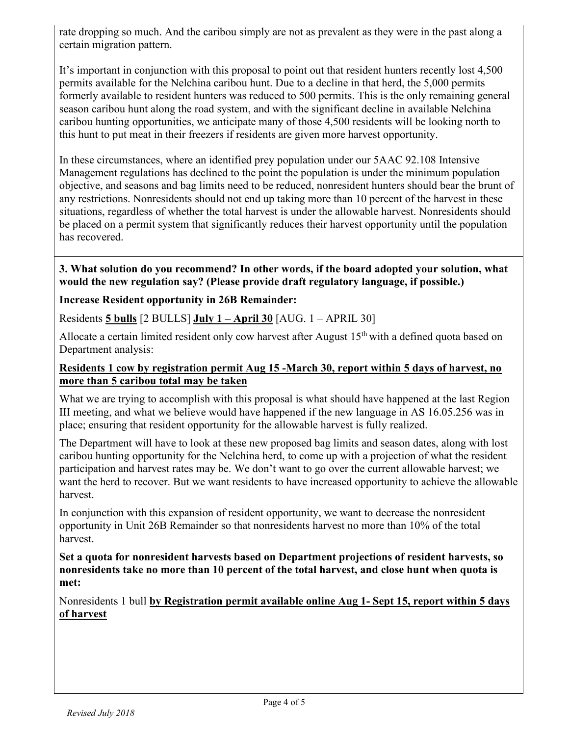rate dropping so much. And the caribou simply are not as prevalent as they were in the past along a certain migration pattern.

It's important in conjunction with this proposal to point out that resident hunters recently lost 4,500 permits available for the Nelchina caribou hunt. Due to a decline in that herd, the 5,000 permits formerly available to resident hunters was reduced to 500 permits. This is the only remaining general season caribou hunt along the road system, and with the significant decline in available Nelchina caribou hunting opportunities, we anticipate many of those 4,500 residents will be looking north to this hunt to put meat in their freezers if residents are given more harvest opportunity.

In these circumstances, where an identified prey population under our 5AAC 92.108 Intensive Management regulations has declined to the point the population is under the minimum population objective, and seasons and bag limits need to be reduced, nonresident hunters should bear the brunt of any restrictions. Nonresidents should not end up taking more than 10 percent of the harvest in these situations, regardless of whether the total harvest is under the allowable harvest. Nonresidents should be placed on a permit system that significantly reduces their harvest opportunity until the population has recovered.

**3. What solution do you recommend? In other words, if the board adopted your solution, what would the new regulation say? (Please provide draft regulatory language, if possible.)**

**Increase Resident opportunity in 26B Remainder:**

Residents **5 bulls** [2 BULLS] **July 1 – April 30** [AUG. 1 – APRIL 30]

Allocate a certain limited resident only cow harvest after August 15th with a defined quota based on Department analysis:

**Residents 1 cow by registration permit Aug 15 -March 30, report within 5 days of harvest, no more than 5 caribou total may be taken**

What we are trying to accomplish with this proposal is what should have happened at the last Region III meeting, and what we believe would have happened if the new language in AS 16.05.256 was in place; ensuring that resident opportunity for the allowable harvest is fully realized.

The Department will have to look at these new proposed bag limits and season dates, along with lost caribou hunting opportunity for the Nelchina herd, to come up with a projection of what the resident participation and harvest rates may be. We don't want to go over the current allowable harvest; we want the herd to recover. But we want residents to have increased opportunity to achieve the allowable harvest.

In conjunction with this expansion of resident opportunity, we want to decrease the nonresident opportunity in Unit 26B Remainder so that nonresidents harvest no more than 10% of the total harvest.

**Set a quota for nonresident harvests based on Department projections of resident harvests, so nonresidents take no more than 10 percent of the total harvest, and close hunt when quota is met:**

Nonresidents 1 bull **by Registration permit available online Aug 1- Sept 15, report within 5 days of harvest**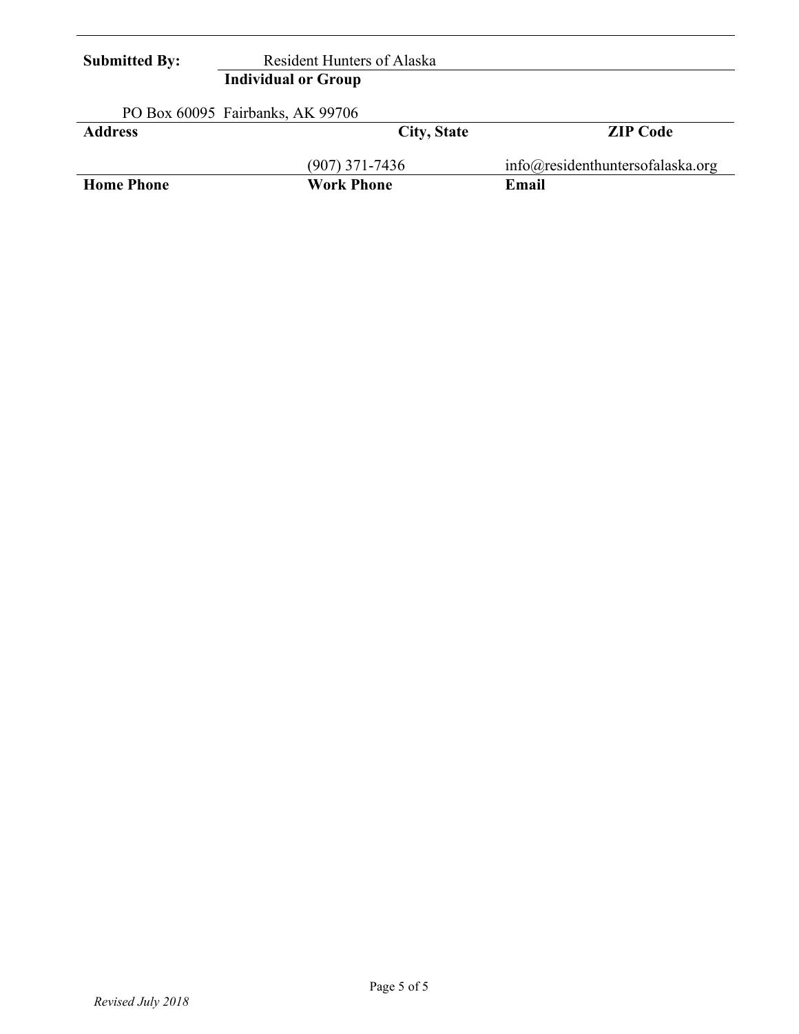**Submitted By:** Resident Hunters of Alaska

**Individual or Group**

| | | |
|---|---|---|
| PO Box 60095 Fairbanks, AK 99706 | | |
| **Address** | **City, State** | **ZIP Code** |
| | (907) 371-7436 | info@residenthuntersofalaska.org |
| **Home Phone** | **Work Phone** | **Email** |

*Revised July 2018*